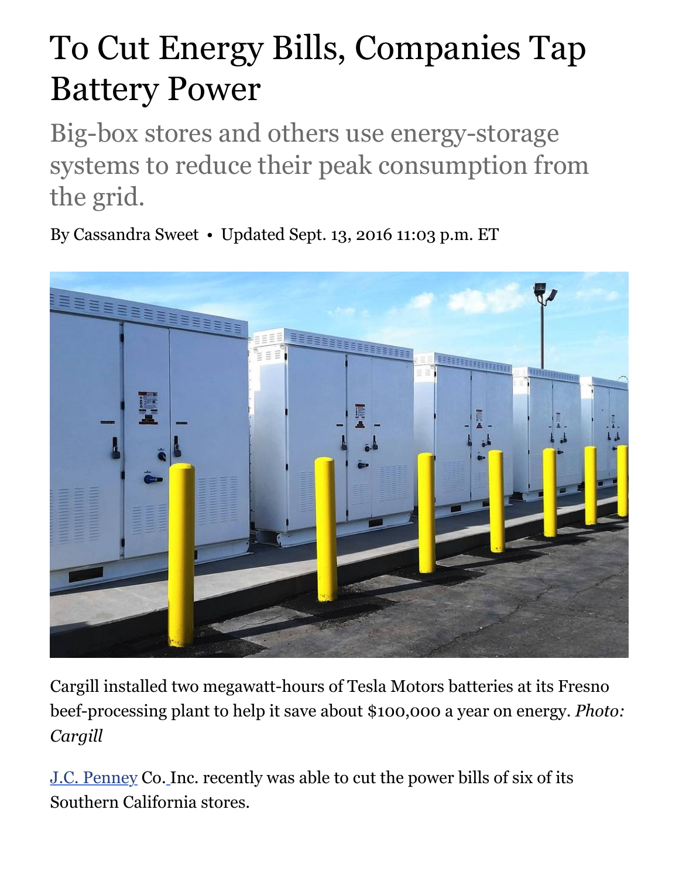# To Cut Energy Bills, Companies Tap Battery Power

## Big-box stores and others use energy-storage systems to reduce their peak consumption from the grid.

By Cassandra Sweet • Updated Sept. 13, 2016 11:03 p.m. ET

Cargill installed two megawatt-hours of Tesla Motors batteries at its Fresno beef-processing plant to help it save about $100,000 a year on energy. *Photo: Cargill*

J.C. Penney Co. Inc. recently was able to cut the power bills of six of its Southern California stores.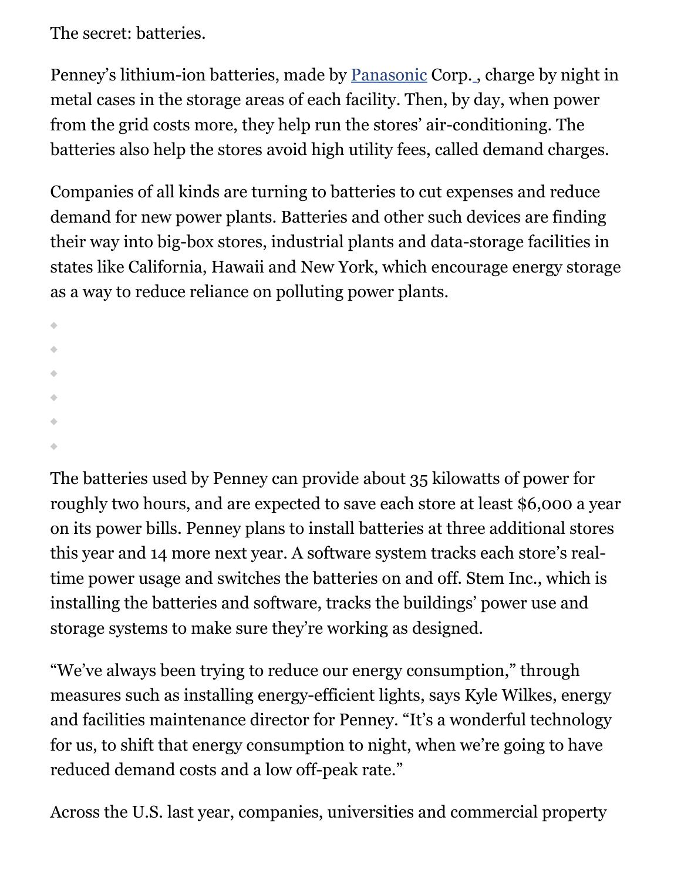The secret: batteries.

Penney's lithium-ion batteries, made by Panasonic Corp., charge by night in metal cases in the storage areas of each facility. Then, by day, when power from the grid costs more, they help run the stores' air-conditioning. The batteries also help the stores avoid high utility fees, called demand charges.

Companies of all kinds are turning to batteries to cut expenses and reduce demand for new power plants. Batteries and other such devices are finding their way into big-box stores, industrial plants and data-storage facilities in states like California, Hawaii and New York, which encourage energy storage as a way to reduce reliance on polluting power plants.

The batteries used by Penney can provide about 35 kilowatts of power for roughly two hours, and are expected to save each store at least $6,000 a year on its power bills. Penney plans to install batteries at three additional stores this year and 14 more next year. A software system tracks each store's real-time power usage and switches the batteries on and off. Stem Inc., which is installing the batteries and software, tracks the buildings' power use and storage systems to make sure they're working as designed.

"We've always been trying to reduce our energy consumption," through measures such as installing energy-efficient lights, says Kyle Wilkes, energy and facilities maintenance director for Penney. "It's a wonderful technology for us, to shift that energy consumption to night, when we're going to have reduced demand costs and a low off-peak rate."

Across the U.S. last year, companies, universities and commercial property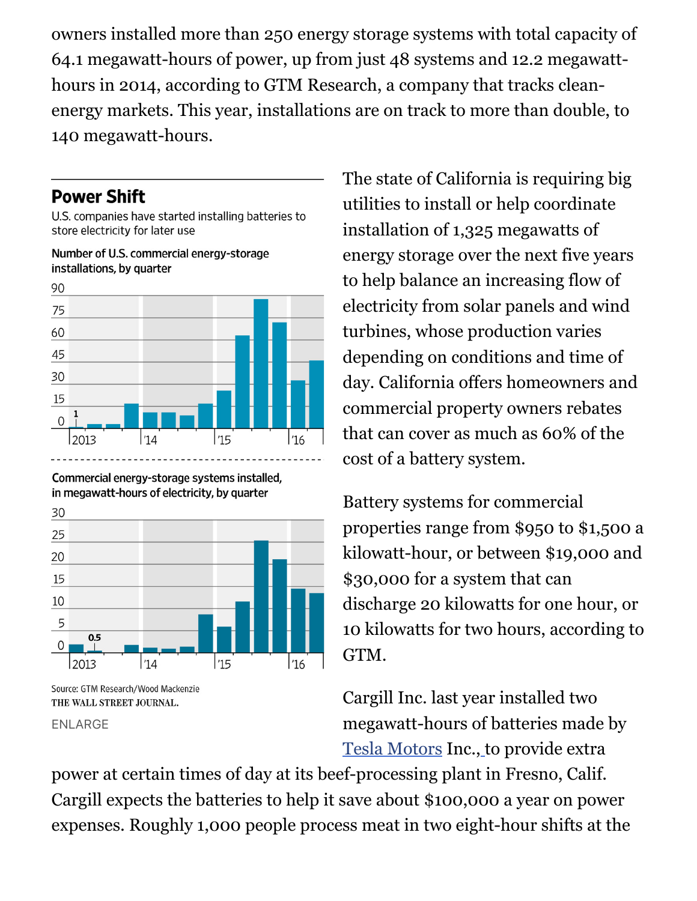owners installed more than 250 energy storage systems with total capacity of 64.1 megawatt-hours of power, up from just 48 systems and 12.2 megawatt-hours in 2014, according to GTM Research, a company that tracks clean-energy markets. This year, installations are on track to more than double, to 140 megawatt-hours.

**Power Shift**

U.S. companies have started installing batteries to store electricity for later use

Number of U.S. commercial energy-storage installations, by quarter

Commercial energy-storage systems installed, in megawatt-hours of electricity, by quarter

Source: GTM Research/Wood Mackenzie

THE WALL STREET JOURNAL.

ENLARGE

The state of California is requiring big utilities to install or help coordinate installation of 1,325 megawatts of energy storage over the next five years to help balance an increasing flow of electricity from solar panels and wind turbines, whose production varies depending on conditions and time of day. California offers homeowners and commercial property owners rebates that can cover as much as 60% of the cost of a battery system.

Battery systems for commercial properties range from $950 to $1,500 a kilowatt-hour, or between $19,000 and $30,000 for a system that can discharge 20 kilowatts for one hour, or 10 kilowatts for two hours, according to GTM.

Cargill Inc. last year installed two megawatt-hours of batteries made by Tesla Motors Inc., to provide extra power at certain times of day at its beef-processing plant in Fresno, Calif. Cargill expects the batteries to help it save about $100,000 a year on power expenses. Roughly 1,000 people process meat in two eight-hour shifts at the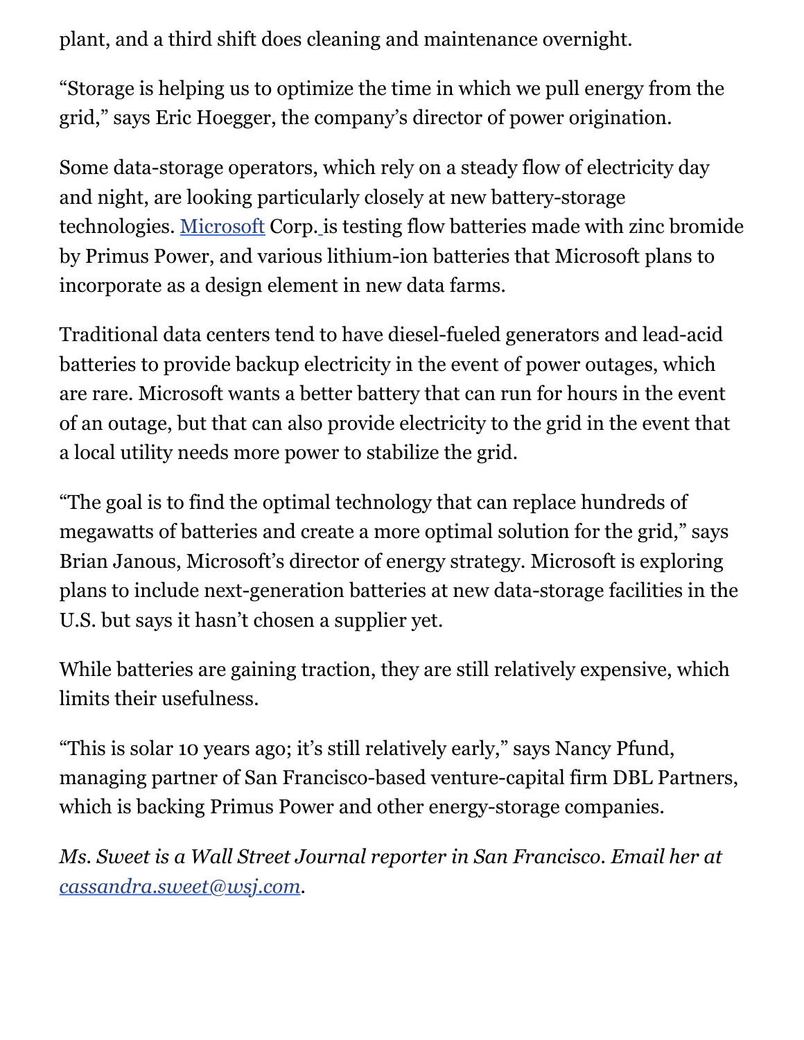plant, and a third shift does cleaning and maintenance overnight.

"Storage is helping us to optimize the time in which we pull energy from the grid," says Eric Hoegger, the company's director of power origination.

Some data-storage operators, which rely on a steady flow of electricity day and night, are looking particularly closely at new battery-storage technologies. Microsoft Corp. is testing flow batteries made with zinc bromide by Primus Power, and various lithium-ion batteries that Microsoft plans to incorporate as a design element in new data farms.

Traditional data centers tend to have diesel-fueled generators and lead-acid batteries to provide backup electricity in the event of power outages, which are rare. Microsoft wants a better battery that can run for hours in the event of an outage, but that can also provide electricity to the grid in the event that a local utility needs more power to stabilize the grid.

"The goal is to find the optimal technology that can replace hundreds of megawatts of batteries and create a more optimal solution for the grid," says Brian Janous, Microsoft's director of energy strategy. Microsoft is exploring plans to include next-generation batteries at new data-storage facilities in the U.S. but says it hasn't chosen a supplier yet.

While batteries are gaining traction, they are still relatively expensive, which limits their usefulness.

"This is solar 10 years ago; it's still relatively early," says Nancy Pfund, managing partner of San Francisco-based venture-capital firm DBL Partners, which is backing Primus Power and other energy-storage companies.

*Ms. Sweet is a Wall Street Journal reporter in San Francisco. Email her at cassandra.sweet@wsj.com.*